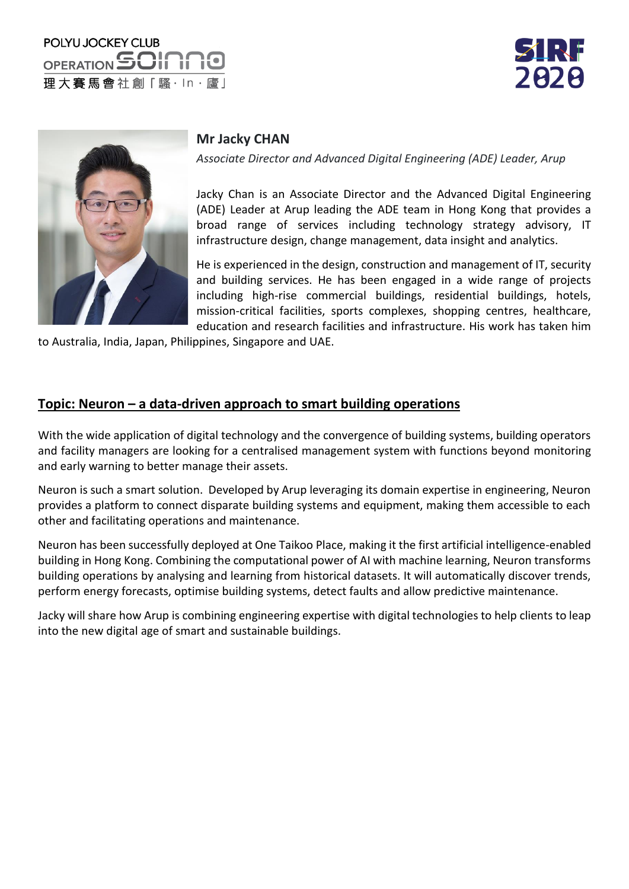# Mr Jacky CHAN

*Associate Director and Advanced Digital Engineering (ADE) Leader, Arup*

Jacky Chan is an Associate Director and the Advanced Digital Engineering (ADE) Leader at Arup leading the ADE team in Hong Kong that provides a broad range of services including technology strategy advisory, IT infrastructure design, change management, data insight and analytics.

He is experienced in the design, construction and management of IT, security and building services. He has been engaged in a wide range of projects including high-rise commercial buildings, residential buildings, hotels, mission-critical facilities, sports complexes, shopping centres, healthcare, education and research facilities and infrastructure. His work has taken him to Australia, India, Japan, Philippines, Singapore and UAE.

## Topic: Neuron – a data-driven approach to smart building operations

With the wide application of digital technology and the convergence of building systems, building operators and facility managers are looking for a centralised management system with functions beyond monitoring and early warning to better manage their assets.

Neuron is such a smart solution. Developed by Arup leveraging its domain expertise in engineering, Neuron provides a platform to connect disparate building systems and equipment, making them accessible to each other and facilitating operations and maintenance.

Neuron has been successfully deployed at One Taikoo Place, making it the first artificial intelligence-enabled building in Hong Kong. Combining the computational power of AI with machine learning, Neuron transforms building operations by analysing and learning from historical datasets. It will automatically discover trends, perform energy forecasts, optimise building systems, detect faults and allow predictive maintenance.

Jacky will share how Arup is combining engineering expertise with digital technologies to help clients to leap into the new digital age of smart and sustainable buildings.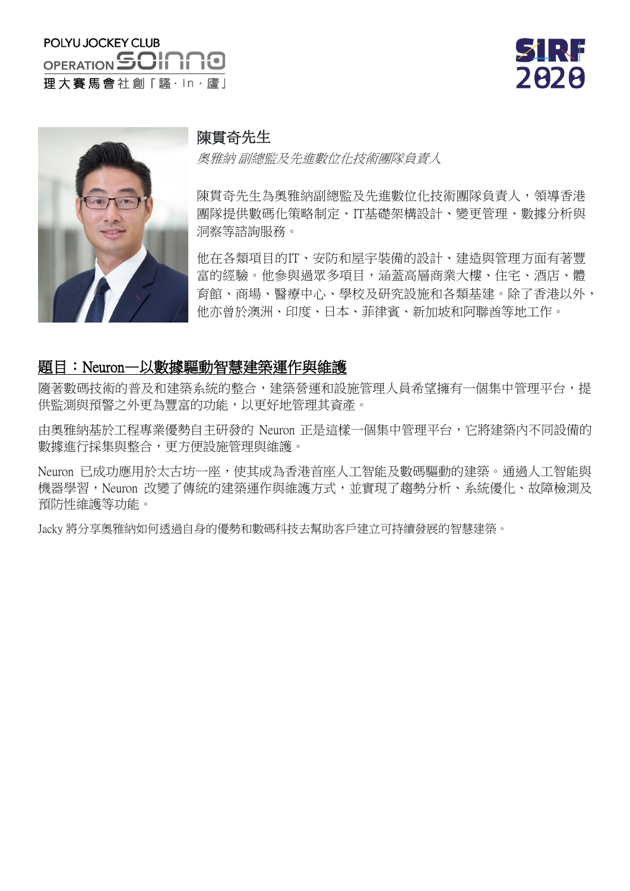## 陳貫奇先生

*奧雅納 副總監及先進數位化技術團隊負責人*

陳貫奇先生為奧雅納副總監及先進數位化技術團隊負責人，領導香港團隊提供數碼化策略制定、IT基礎架構設計、變更管理、數據分析與洞察等諮詢服務。

他在各類項目的IT、安防和屋宇裝備的設計、建造與管理方面有著豐富的經驗。他參與過眾多項目，涵蓋高層商業大樓、住宅、酒店、體育館、商場、醫療中心、學校及研究設施和各類基建。除了香港以外，他亦曾於澳洲、印度、日本、菲律賓、新加坡和阿聯酋等地工作。

## 題目：Neuron—以數據驅動智慧建築運作與維護

隨著數碼技術的普及和建築系統的整合，建築營運和設施管理人員希望擁有一個集中管理平台，提供監測與預警之外更為豐富的功能，以更好地管理其資產。

由奧雅納基於工程專業優勢自主研發的 Neuron 正是這樣一個集中管理平台，它將建築內不同設備的數據進行採集與整合，更方便設施管理與維護。

Neuron 已成功應用於太古坊一座，使其成為香港首座人工智能及數碼驅動的建築。通過人工智能與機器學習，Neuron 改變了傳統的建築運作與維護方式，並實現了趨勢分析、系統優化、故障檢測及預防性維護等功能。

Jacky 將分享奧雅納如何透過自身的優勢和數碼科技去幫助客戶建立可持續發展的智慧建築。